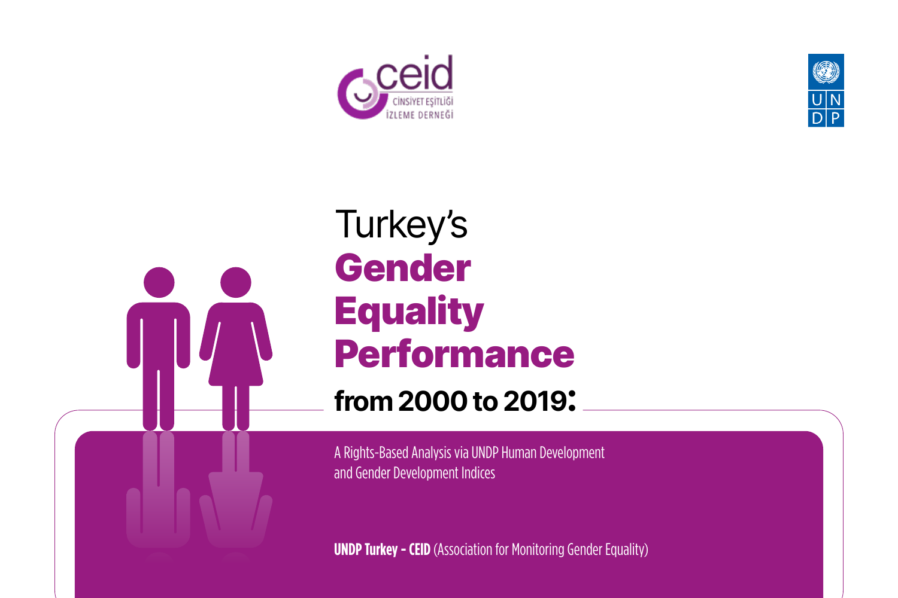ceid

CİNSİYET EŞİTLİĞİ İZLEME DERNEĞİ

UNDP

# Turkey's Gender Equality Performance from 2000 to 2019:

A Rights-Based Analysis via UNDP Human Development and Gender Development Indices

**UNDP Turkey - CEID** (Association for Monitoring Gender Equality)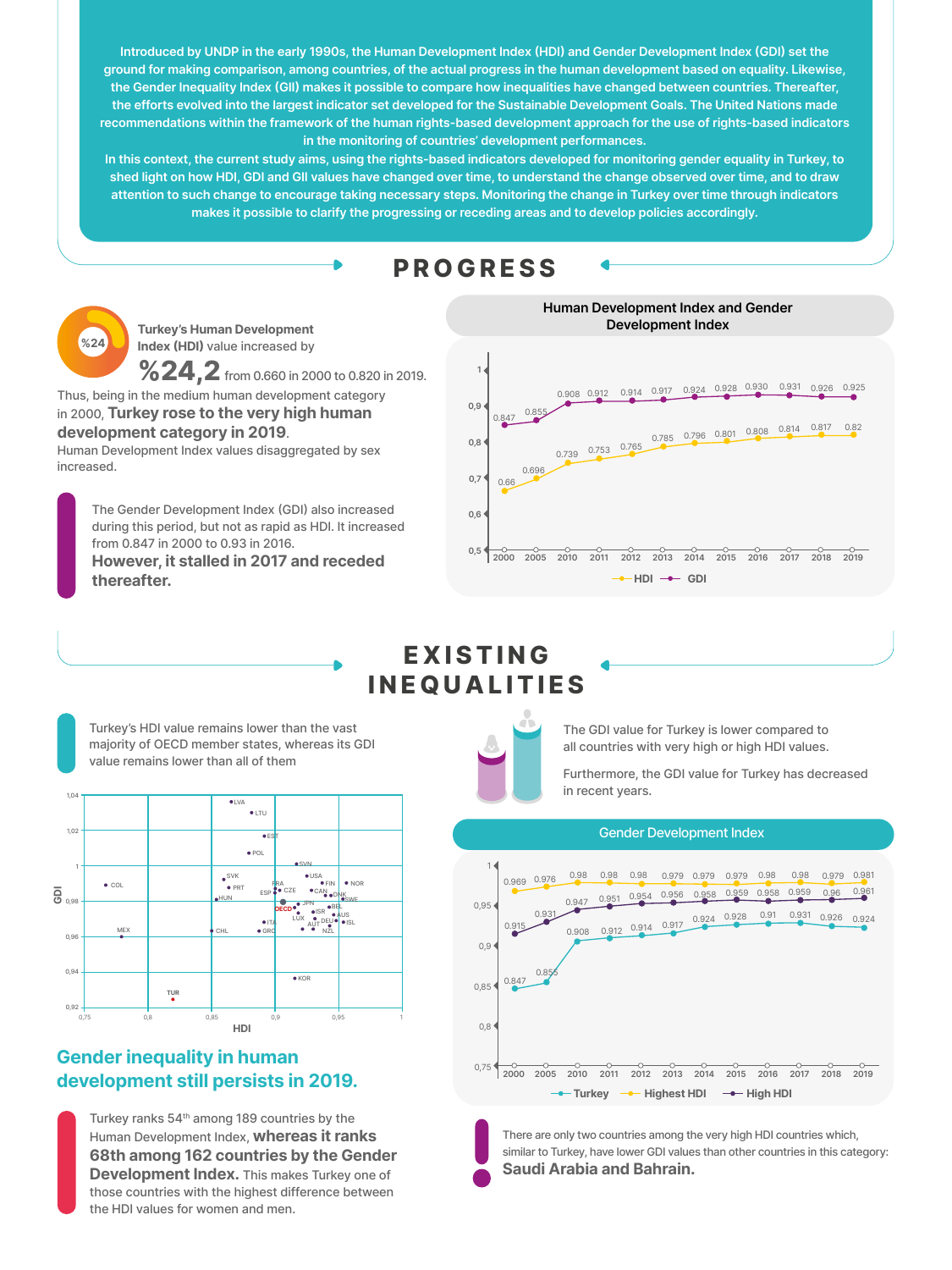Introduced by UNDP in the early 1990s, the Human Development Index (HDI) and Gender Development Index (GDI) set the ground for making comparison, among countries, of the actual progress in the human development based on equality. Likewise, the Gender Inequality Index (GII) makes it possible to compare how inequalities have changed between countries. Thereafter, the efforts evolved into the largest indicator set developed for the Sustainable Development Goals. The United Nations made recommendations within the framework of the human rights-based development approach for the use of rights-based indicators in the monitoring of countries' development performances.

In this context, the current study aims, using the rights-based indicators developed for monitoring gender equality in Turkey, to shed light on how HDI, GDI and GII values have changed over time, to understand the change observed over time, and to draw attention to such change to encourage taking necessary steps. Monitoring the change in Turkey over time through indicators makes it possible to clarify the progressing or receding areas and to develop policies accordingly.

# PROGRESS

%24

**Turkey's Human Development** Index (HDI) value increased by

**%24,2** from 0.660 in 2000 to 0.820 in 2019.

Thus, being in the medium human development category in 2000, **Turkey rose to the very high human development category in 2019**.

Human Development Index values disaggregated by sex increased.

The Gender Development Index (GDI) also increased during this period, but not as rapid as HDI. It increased from 0.847 in 2000 to 0.93 in 2016.

**However, it stalled in 2017 and receded thereafter.**

**Human Development Index and Gender Development Index**

| | 2000 | 2005 | 2010 | 2011 | 2012 | 2013 | 2014 | 2015 | 2016 | 2017 | 2018 | 2019 |
|---|---|---|---|---|---|---|---|---|---|---|---|---|
| HDI | 0.66 | 0.696 | 0.739 | 0.753 | 0.765 | 0.785 | 0.796 | 0.801 | 0.808 | 0.814 | 0.817 | 0.82 |
| GDI | 0.847 | 0.855 | 0.908 | 0.912 | 0.914 | 0.917 | 0.924 | 0.928 | 0.930 | 0.931 | 0.926 | 0.925 |

# EXISTING INEQUALITIES

Turkey's HDI value remains lower than the vast majority of OECD member states, whereas its GDI value remains lower than all of them

The GDI value for Turkey is lower compared to all countries with very high or high HDI values.

Furthermore, the GDI value for Turkey has decreased in recent years.

**Gender Development Index**

| | 2000 | 2005 | 2010 | 2011 | 2012 | 2013 | 2014 | 2015 | 2016 | 2017 | 2018 | 2019 |
|---|---|---|---|---|---|---|---|---|---|---|---|---|
| Turkey | 0.847 | 0.855 | 0.908 | 0.912 | 0.914 | 0.917 | 0.924 | 0.928 | 0.91 | 0.931 | 0.926 | 0.924 |
| Highest HDI | 0.969 | 0.976 | 0.98 | 0.98 | 0.98 | 0.979 | 0.979 | 0.979 | 0.98 | 0.98 | 0.979 | 0.981 |
| High HDI | 0.915 | 0.931 | 0.947 | 0.951 | 0.954 | 0.956 | 0.958 | 0.959 | 0.958 | 0.959 | 0.96 | 0.961 |

## Gender inequality in human development still persists in 2019.

Turkey ranks 54th among 189 countries by the Human Development Index, **whereas it ranks 68th among 162 countries by the Gender Development Index.** This makes Turkey one of those countries with the highest difference between the HDI values for women and men.

There are only two countries among the very high HDI countries which, similar to Turkey, have lower GDI values than other countries in this category: **Saudi Arabia and Bahrain.**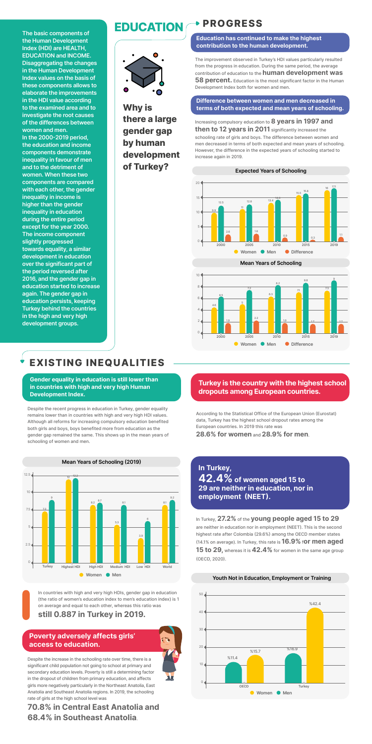The basic components of the Human Development Index (HDI) are HEALTH, EDUCATION and INCOME. Disaggregating the changes in the Human Development Index values on the basis of these components allows to elaborate the improvements in the HDI value according to the examined area and to investigate the root causes of the differences between women and men.

In the 2000-2019 period, the education and income components demonstrate inequality in favour of men and to the detriment of women. When these two components are compared with each other, the gender inequality in income is higher than the gender inequality in education during the entire period except for the year 2000. The income component slightly progressed towards equality, a similar development in education over the significant part of the period reversed after 2016, and the gender gap in education started to increase again. The gender gap in education persists, keeping Turkey behind the countries in the high and very high development groups.

# EDUCATION

**Why is there a large gender gap by human development of Turkey?**

## PROGRESS

**Education has continued to make the highest contribution to the human development.**

The improvement observed in Turkey's HDI values particularly resulted from the progress in education. During the same period, the average contribution of education to the **human development was 58 percent.** Education is the most significant factor in the Human Development Index both for women and men.

**Difference between women and men decreased in terms of both expected and mean years of schooling.**

Increasing compulsory education to **8 years in 1997 and then to 12 years in 2011** significantly increased the schooling rate of girls and boys. The difference between women and men decreased in terms of both expected and mean years of schooling. However, the difference in the expected years of schooling started to increase again in 2019.

**Expected Years of Schooling**

| Year | Women | Men | Difference |
|---|---|---|---|
| 2000 | 9.9 | 12.5 | 2.6 |
| 2005 | 11 | 12.8 | 1.8 |
| 2010 | 13.4 | 14.3 | 0.9 |
| 2015 | 15.5 | 15.8 | 0.3 |
| 2019 | 16 | 17.1 | 1.1 |

**Mean Years of Schooling**

| Year | Women | Men | Difference |
|---|---|---|---|
| 2000 | 4.6 | 6.5 | 1.9 |
| 2005 | 5 | 7.2 | 2.2 |
| 2010 | 6.3 | 8.2 | 1.9 |
| 2015 | 7.1 | 8.8 | 1.7 |
| 2019 | 7.3 | 9 | 1.7 |

## EXISTING INEQUALITIES

**Gender equality in education is still lower than in countries with high and very high Human Development Index.**

Despite the recent progress in education in Turkey, gender equality remains lower than in countries with high and very high HDI values. Although all reforms for increasing compulsory education benefited both girls and boys, boys benefited more from education as the gender gap remained the same. This shows up in the mean years of schooling of women and men.

**Mean Years of Schooling (2019)**

| | Women | Men |
|---|---|---|
| Turkey | 7.3 | 9 |
| Highest HDI | 12 | 12.2 |
| High HDI | 8.2 | 8.7 |
| Medium HDI | 5.3 | 8.1 |
| Low HDI | 3.9 | 6 |
| World | 8.1 | 9.2 |

In countries with high and very high HDIs, gender gap in education (the ratio of women's education index to men's education index) is 1 on average and equal to each other, whereas this ratio was **still 0.887 in Turkey in 2019.**

**Poverty adversely affects girls' access to education.**

Despite the increase in the schooling rate over time, there is a significant child population not going to school at primary and secondary education levels. Poverty is still a determining factor in the dropout of children from primary education, and affects girls more negatively particularly in the Northeast Anatolia, East Anatolia and Southeast Anatolia regions. In 2019, the schooling rate of girls at the high school level was

**70.8% in Central East Anatolia and 68.4% in Southeast Anatolia**.

**Turkey is the country with the highest school dropouts among European countries.**

According to the Statistical Office of the European Union (Eurostat) data, Turkey has the highest school dropout rates among the European countries. In 2019 this rate was **28.6% for women** and **28.9% for men**.

**In Turkey, 42.4% of women aged 15 to 29 are neither in education, nor in employment (NEET).**

In Turkey, **27.2%** of the **young people aged 15 to 29** are neither in education nor in employment (NEET). This is the second highest rate after Colombia (29.6%) among the OECD member states (14.1% on average). In Turkey, this rate is **16.9% for men aged 15 to 29,** whereas it is **42.4%** for women in the same age group (OECD, 2020).

**Youth Not in Education, Employment or Training**

| | Men | Women |
|---|---|---|
| OECD | %11.4 | %15.7 |
| Turkey | %16.9 | %42.4 |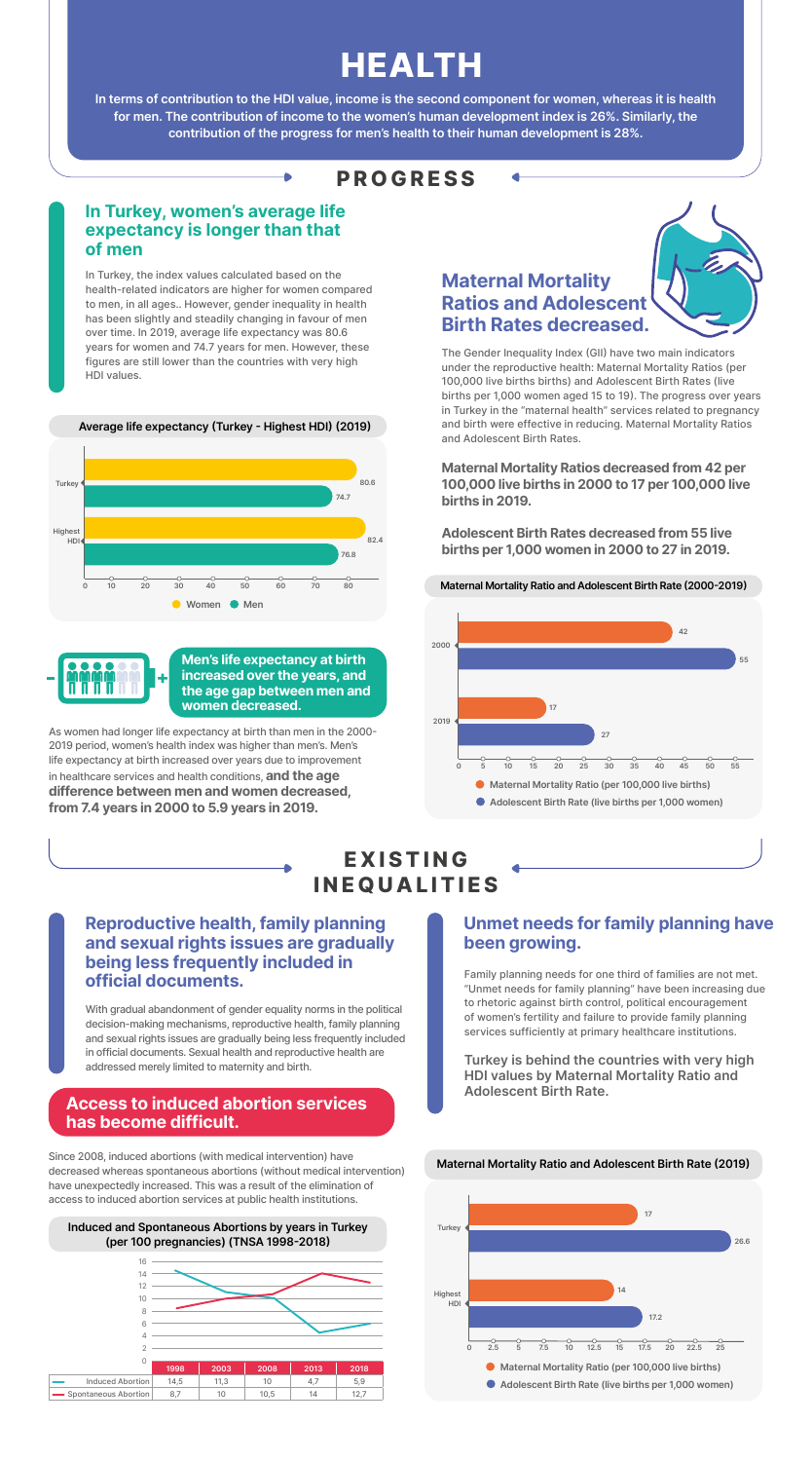# HEALTH

**In terms of contribution to the HDI value, income is the second component for women, whereas it is health for men. The contribution of income to the women's human development index is 26%. Similarly, the contribution of the progress for men's health to their human development is 28%.**

## PROGRESS

### In Turkey, women's average life expectancy is longer than that of men

In Turkey, the index values calculated based on the health-related indicators are higher for women compared to men, in all ages.. However, gender inequality in health has been slightly and steadily changing in favour of men over time. In 2019, average life expectancy was 80.6 years for women and 74.7 years for men. However, these figures are still lower than the countries with very high HDI values.

**Average life expectancy (Turkey - Highest HDI) (2019)**

| | Women | Men |
|---|---|---|
| Turkey | 80.6 | 74.7 |
| Highest HDI | 82.4 | 76.8 |

**Men's life expectancy at birth increased over the years, and the age gap between men and women decreased.**

As women had longer life expectancy at birth than men in the 2000-2019 period, women's health index was higher than men's. Men's life expectancy at birth increased over years due to improvement in healthcare services and health conditions, **and the age difference between men and women decreased, from 7.4 years in 2000 to 5.9 years in 2019.**

### Maternal Mortality Ratios and Adolescent Birth Rates decreased.

The Gender Inequality Index (GII) have two main indicators under the reproductive health: Maternal Mortality Ratios (per 100,000 live births births) and Adolescent Birth Rates (live births per 1,000 women aged 15 to 19). The progress over years in Turkey in the "maternal health" services related to pregnancy and birth were effective in reducing. Maternal Mortality Ratios and Adolescent Birth Rates.

**Maternal Mortality Ratios decreased from 42 per 100,000 live births in 2000 to 17 per 100,000 live births in 2019.**

**Adolescent Birth Rates decreased from 55 live births per 1,000 women in 2000 to 27 in 2019.**

**Maternal Mortality Ratio and Adolescent Birth Rate (2000-2019)**

| | Maternal Mortality Ratio (per 100,000 live births) | Adolescent Birth Rate (live births per 1,000 women) |
|---|---|---|
| 2000 | 42 | 55 |
| 2019 | 17 | 27 |

## EXISTING INEQUALITIES

### Reproductive health, family planning and sexual rights issues are gradually being less frequently included in official documents.

With gradual abandonment of gender equality norms in the political decision-making mechanisms, reproductive health, family planning and sexual rights issues are gradually being less frequently included in official documents. Sexual health and reproductive health are addressed merely limited to maternity and birth.

### Access to induced abortion services has become difficult.

Since 2008, induced abortions (with medical intervention) have decreased whereas spontaneous abortions (without medical intervention) have unexpectedly increased. This was a result of the elimination of access to induced abortion services at public health institutions.

**Induced and Spontaneous Abortions by years in Turkey (per 100 pregnancies) (TNSA 1998-2018)**

| | 1998 | 2003 | 2008 | 2013 | 2018 |
|---|---|---|---|---|---|
| Induced Abortion | 14,5 | 11,3 | 10 | 4,7 | 5,9 |
| Spontaneous Abortion | 8,7 | 10 | 10,5 | 14 | 12,7 |

### Unmet needs for family planning have been growing.

Family planning needs for one third of families are not met. "Unmet needs for family planning" have been increasing due to rhetoric against birth control, political encouragement of women's fertility and failure to provide family planning services sufficiently at primary healthcare institutions.

**Turkey is behind the countries with very high HDI values by Maternal Mortality Ratio and Adolescent Birth Rate.**

**Maternal Mortality Ratio and Adolescent Birth Rate (2019)**

| | Maternal Mortality Ratio (per 100,000 live births) | Adolescent Birth Rate (live births per 1,000 women) |
|---|---|---|
| Turkey | 17 | 26.6 |
| Highest HDI | 14 | 17.2 |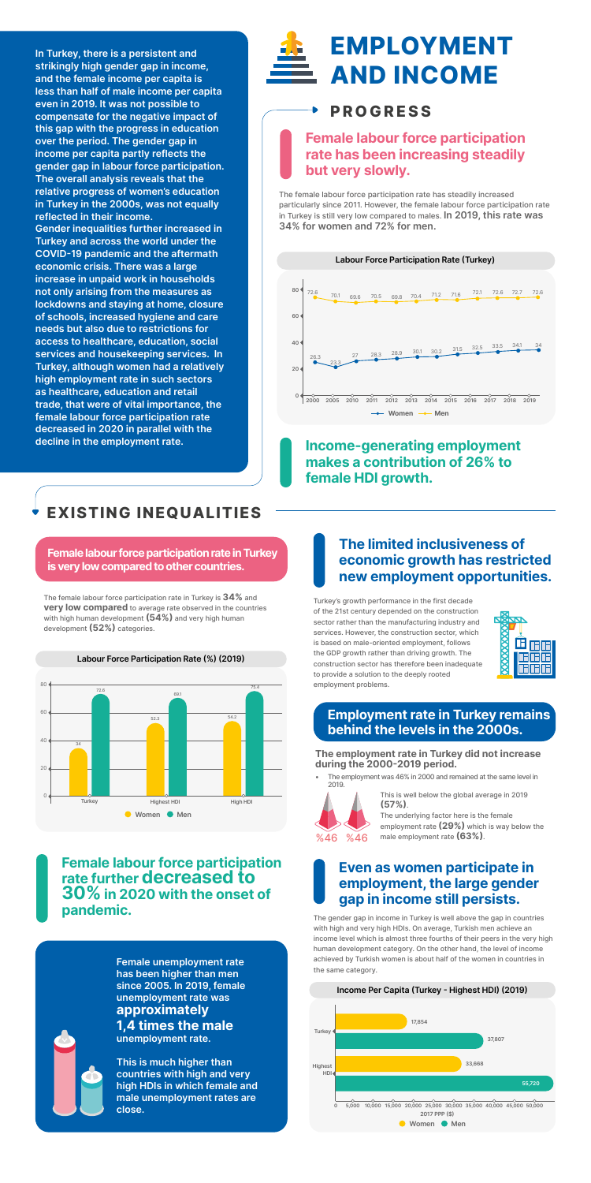In Turkey, there is a persistent and strikingly high gender gap in income, and the female income per capita is less than half of male income per capita even in 2019. It was not possible to compensate for the negative impact of this gap with the progress in education over the period. The gender gap in income per capita partly reflects the gender gap in labour force participation. The overall analysis reveals that the relative progress of women's education in Turkey in the 2000s, was not equally reflected in their income.

Gender inequalities further increased in Turkey and across the world under the COVID-19 pandemic and the aftermath economic crisis. There was a large increase in unpaid work in households not only arising from the measures as lockdowns and staying at home, closure of schools, increased hygiene and care needs but also due to restrictions for access to healthcare, education, social services and housekeeping services. In Turkey, although women had a relatively high employment rate in such sectors as healthcare, education and retail trade, that were of vital importance, the female labour force participation rate decreased in 2020 in parallel with the decline in the employment rate.

# EMPLOYMENT AND INCOME

## PROGRESS

### Female labour force participation rate has been increasing steadily but very slowly.

The female labour force participation rate has steadily increased particularly since 2011. However, the female labour force participation rate in Turkey is still very low compared to males. **In 2019, this rate was 34% for women and 72% for men.**

**Labour Force Participation Rate (Turkey)**

| Year | Women | Men |
|---|---|---|
| 2000 | 26.3 | 72.6 |
| 2005 | 23.3 | 70.1 |
| 2010 | 27 | 69.6 |
| 2011 | 28.3 | 70.5 |
| 2012 | 28.9 | 69.8 |
| 2013 | 30.1 | 70.4 |
| 2014 | 30.2 | 71.2 |
| 2015 | 31.5 | 71.6 |
| 2016 | 32.5 | 72.1 |
| 2017 | 33.5 | 72.6 |
| 2018 | 34.1 | 72.7 |
| 2019 | 34 | 72.6 |

### Income-generating employment makes a contribution of 26% to female HDI growth.

## EXISTING INEQUALITIES

### Female labour force participation rate in Turkey is very low compared to other countries.

The female labour force participation rate in Turkey is **34%** and **very low compared** to average rate observed in the countries with high human development **(54%)** and very high human development **(52%)** categories.

**Labour Force Participation Rate (%) (2019)**

| | Women | Men |
|---|---|---|
| Turkey | 34 | 72.6 |
| Highest HDI | 52.3 | 69.1 |
| High HDI | 54.2 | 75.4 |

### Female labour force participation rate further **decreased to 30%** in 2020 with the onset of pandemic.

**Female unemployment rate has been higher than men since 2005. In 2019, female unemployment rate was approximately 1,4 times the male unemployment rate.**

**This is much higher than countries with high and very high HDIs in which female and male unemployment rates are close.**

### The limited inclusiveness of economic growth has restricted new employment opportunities.

Turkey's growth performance in the first decade of the 21st century depended on the construction sector rather than the manufacturing industry and services. However, the construction sector, which is based on male-oriented employment, follows the GDP growth rather than driving growth. The construction sector has therefore been inadequate to provide a solution to the deeply rooted employment problems.

### Employment rate in Turkey remains behind the levels in the 2000s.

**The employment rate in Turkey did not increase during the 2000-2019 period.**

- The employment was 46% in 2000 and remained at the same level in 2019.

%46 %46

This is well below the global average in 2019 **(57%)**.

The underlying factor here is the female employment rate **(29%)** which is way below the male employment rate **(63%)**.

### Even as women participate in employment, the large gender gap in income still persists.

The gender gap in income in Turkey is well above the gap in countries with high and very high HDIs. On average, Turkish men achieve an income level which is almost three fourths of their peers in the very high human development category. On the other hand, the level of income achieved by Turkish women is about half of the women in countries in the same category.

**Income Per Capita (Turkey - Highest HDI) (2019)**

| | Women | Men |
|---|---|---|
| Turkey | 17,854 | 37,807 |
| Highest HDI | 33,668 | 55,720 |

2017 PPP ($)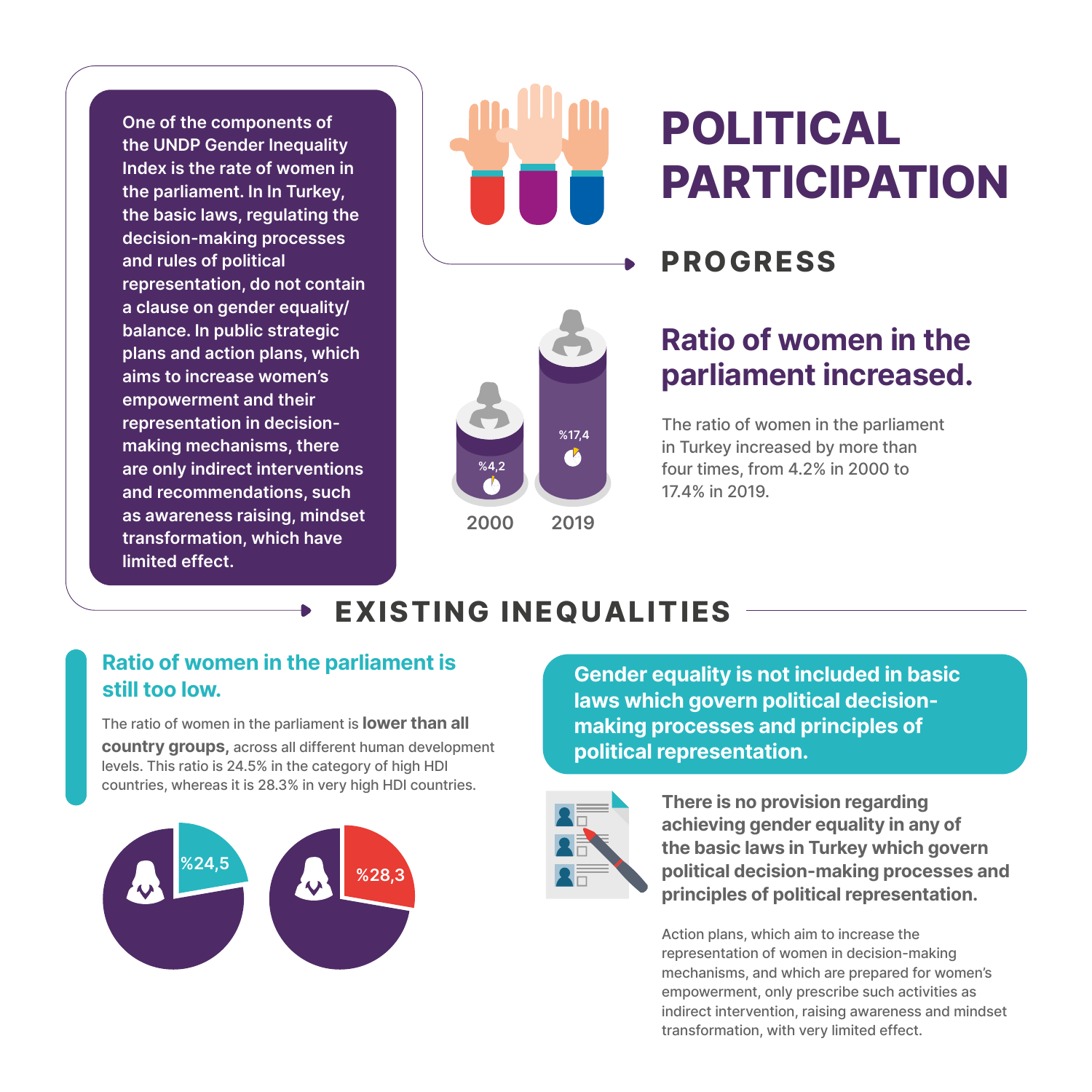# POLITICAL PARTICIPATION

One of the components of the UNDP Gender Inequality Index is the rate of women in the parliament. In In Turkey, the basic laws, regulating the decision-making processes and rules of political representation, do not contain a clause on gender equality/ balance. In public strategic plans and action plans, which aims to increase women's empowerment and their representation in decision-making mechanisms, there are only indirect interventions and recommendations, such as awareness raising, mindset transformation, which have limited effect.

## PROGRESS

### Ratio of women in the parliament increased.

%4,2 — 2000

%17,4 — 2019

The ratio of women in the parliament in Turkey increased by more than four times, from 4.2% in 2000 to 17.4% in 2019.

## EXISTING INEQUALITIES

### Ratio of women in the parliament is still too low.

The ratio of women in the parliament is **lower than all country groups,** across all different human development levels. This ratio is 24.5% in the category of high HDI countries, whereas it is 28.3% in very high HDI countries.

%24,5

%28,3

### Gender equality is not included in basic laws which govern political decision-making processes and principles of political representation.

**There is no provision regarding achieving gender equality in any of the basic laws in Turkey which govern political decision-making processes and principles of political representation.**

Action plans, which aim to increase the representation of women in decision-making mechanisms, and which are prepared for women's empowerment, only prescribe such activities as indirect intervention, raising awareness and mindset transformation, with very limited effect.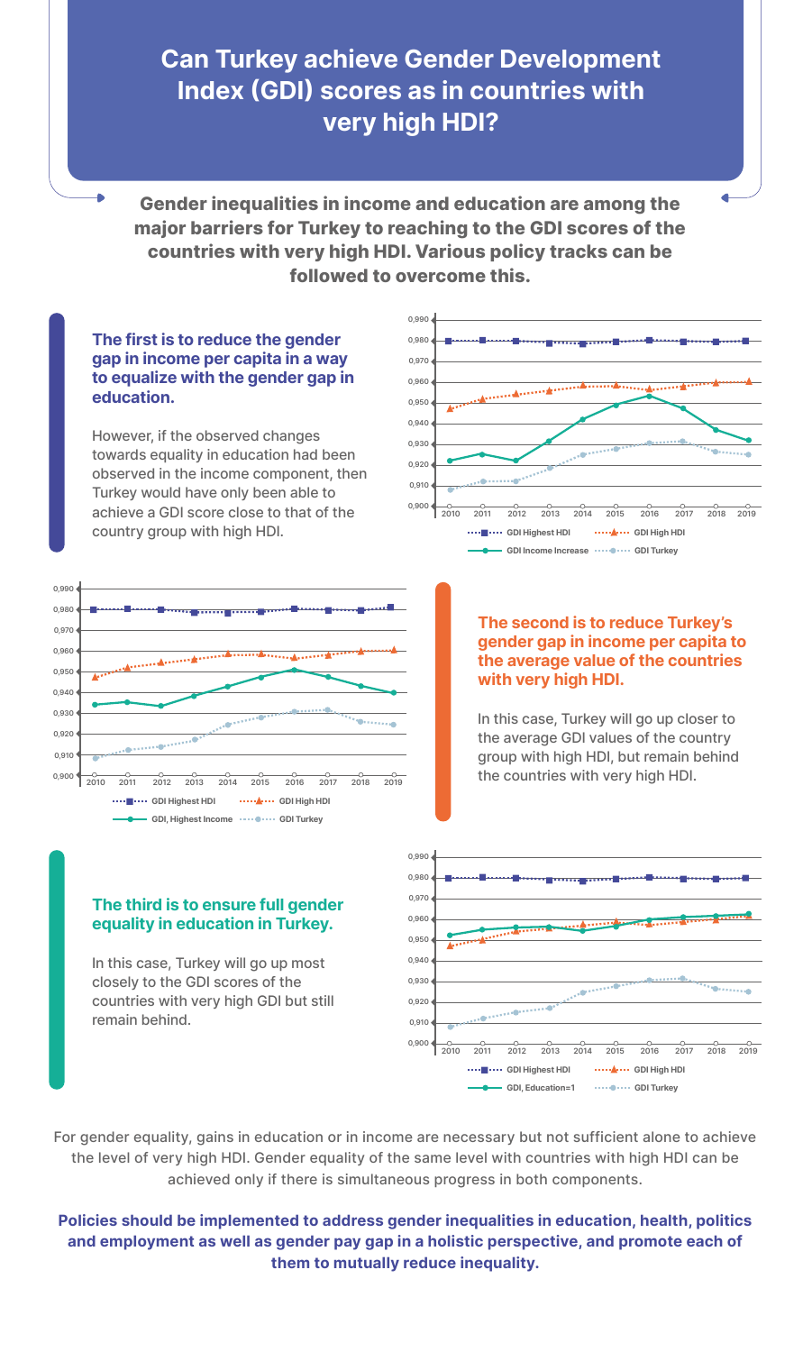# Can Turkey achieve Gender Development Index (GDI) scores as in countries with very high HDI?

**Gender inequalities in income and education are among the major barriers for Turkey to reaching to the GDI scores of the countries with very high HDI. Various policy tracks can be followed to overcome this.**

**The first is to reduce the gender gap in income per capita in a way to equalize with the gender gap in education.**

However, if the observed changes towards equality in education had been observed in the income component, then Turkey would have only been able to achieve a GDI score close to that of the country group with high HDI.

0,990
0,980
0,970
0,960
0,950
0,940
0,930
0,920
0,910
0,900
2010 2011 2012 2013 2014 2015 2016 2017 2018 2019

GDI Highest HDI
GDI High HDI
GDI Income Increase
GDI Turkey

0,990
0,980
0,970
0,960
0,950
0,940
0,930
0,920
0,910
0,900
2010 2011 2012 2013 2014 2015 2016 2017 2018 2019

GDI Highest HDI
GDI High HDI
GDI, Highest Income
GDI Turkey

**The second is to reduce Turkey's gender gap in income per capita to the average value of the countries with very high HDI.**

In this case, Turkey will go up closer to the average GDI values of the country group with high HDI, but remain behind the countries with very high HDI.

**The third is to ensure full gender equality in education in Turkey.**

In this case, Turkey will go up most closely to the GDI scores of the countries with very high GDI but still remain behind.

0,990
0,980
0,970
0,960
0,950
0,940
0,930
0,920
0,910
0,900
2010 2011 2012 2013 2014 2015 2016 2017 2018 2019

GDI Highest HDI
GDI High HDI
GDI, Education=1
GDI Turkey

For gender equality, gains in education or in income are necessary but not sufficient alone to achieve the level of very high HDI. Gender equality of the same level with countries with high HDI can be achieved only if there is simultaneous progress in both components.

**Policies should be implemented to address gender inequalities in education, health, politics and employment as well as gender pay gap in a holistic perspective, and promote each of them to mutually reduce inequality.**